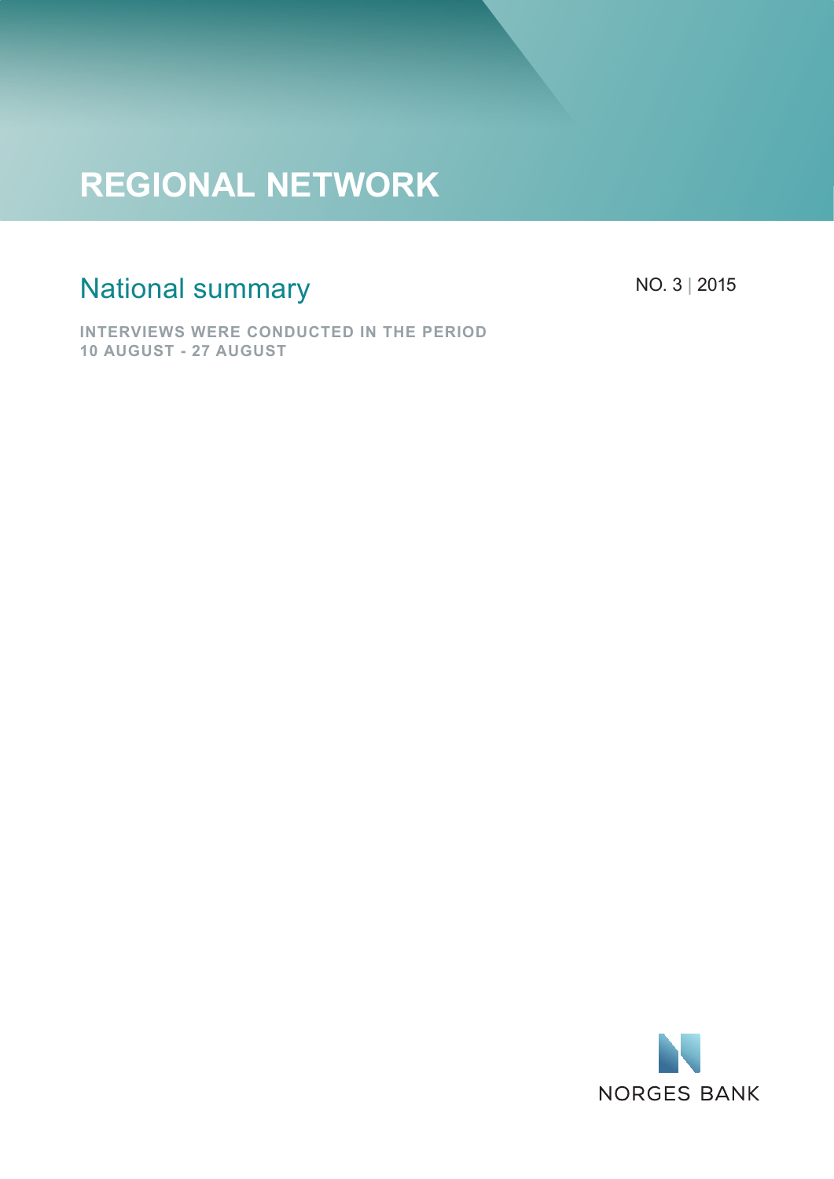# REGIONAL NETWORK

## National summary

NO. 3 | 2015

**INTERVIEWS WERE CONDUCTED IN THE PERIOD 10 AUGUST - 27 AUGUST**

NORGES BANK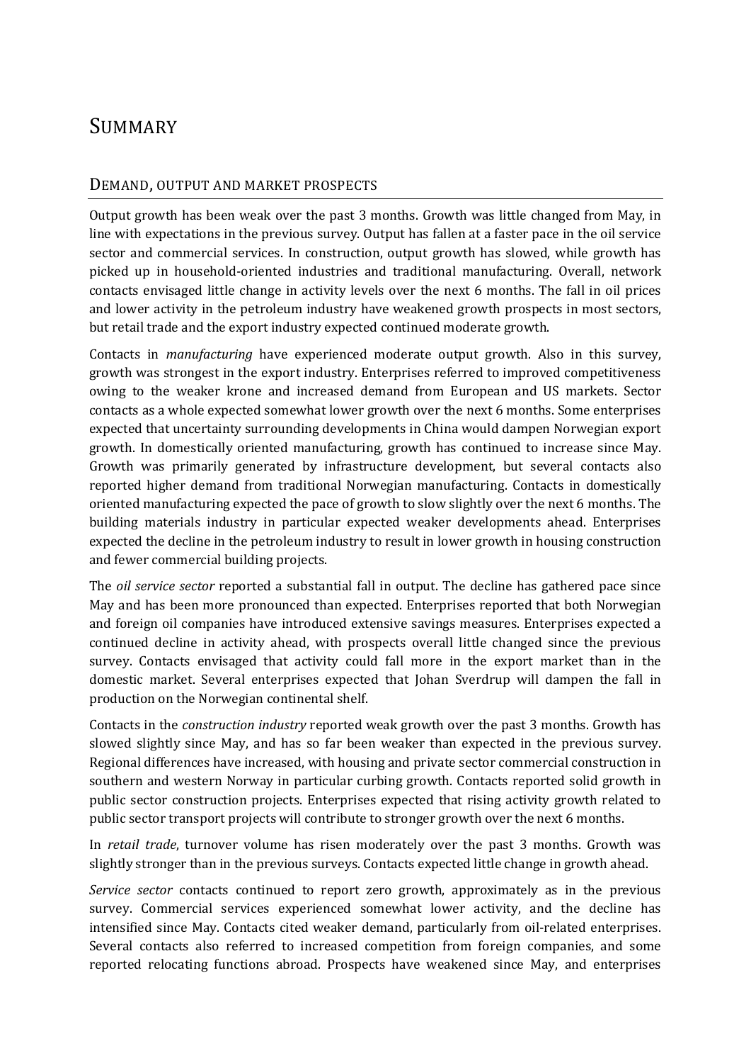# SUMMARY

## DEMAND, OUTPUT AND MARKET PROSPECTS

Output growth has been weak over the past 3 months. Growth was little changed from May, in line with expectations in the previous survey. Output has fallen at a faster pace in the oil service sector and commercial services. In construction, output growth has slowed, while growth has picked up in household-oriented industries and traditional manufacturing. Overall, network contacts envisaged little change in activity levels over the next 6 months. The fall in oil prices and lower activity in the petroleum industry have weakened growth prospects in most sectors, but retail trade and the export industry expected continued moderate growth.

Contacts in *manufacturing* have experienced moderate output growth. Also in this survey, growth was strongest in the export industry. Enterprises referred to improved competitiveness owing to the weaker krone and increased demand from European and US markets. Sector contacts as a whole expected somewhat lower growth over the next 6 months. Some enterprises expected that uncertainty surrounding developments in China would dampen Norwegian export growth. In domestically oriented manufacturing, growth has continued to increase since May. Growth was primarily generated by infrastructure development, but several contacts also reported higher demand from traditional Norwegian manufacturing. Contacts in domestically oriented manufacturing expected the pace of growth to slow slightly over the next 6 months. The building materials industry in particular expected weaker developments ahead. Enterprises expected the decline in the petroleum industry to result in lower growth in housing construction and fewer commercial building projects.

The *oil service sector* reported a substantial fall in output. The decline has gathered pace since May and has been more pronounced than expected. Enterprises reported that both Norwegian and foreign oil companies have introduced extensive savings measures. Enterprises expected a continued decline in activity ahead, with prospects overall little changed since the previous survey. Contacts envisaged that activity could fall more in the export market than in the domestic market. Several enterprises expected that Johan Sverdrup will dampen the fall in production on the Norwegian continental shelf.

Contacts in the *construction industry* reported weak growth over the past 3 months. Growth has slowed slightly since May, and has so far been weaker than expected in the previous survey. Regional differences have increased, with housing and private sector commercial construction in southern and western Norway in particular curbing growth. Contacts reported solid growth in public sector construction projects. Enterprises expected that rising activity growth related to public sector transport projects will contribute to stronger growth over the next 6 months.

In *retail trade*, turnover volume has risen moderately over the past 3 months. Growth was slightly stronger than in the previous surveys. Contacts expected little change in growth ahead.

*Service sector* contacts continued to report zero growth, approximately as in the previous survey. Commercial services experienced somewhat lower activity, and the decline has intensified since May. Contacts cited weaker demand, particularly from oil-related enterprises. Several contacts also referred to increased competition from foreign companies, and some reported relocating functions abroad. Prospects have weakened since May, and enterprises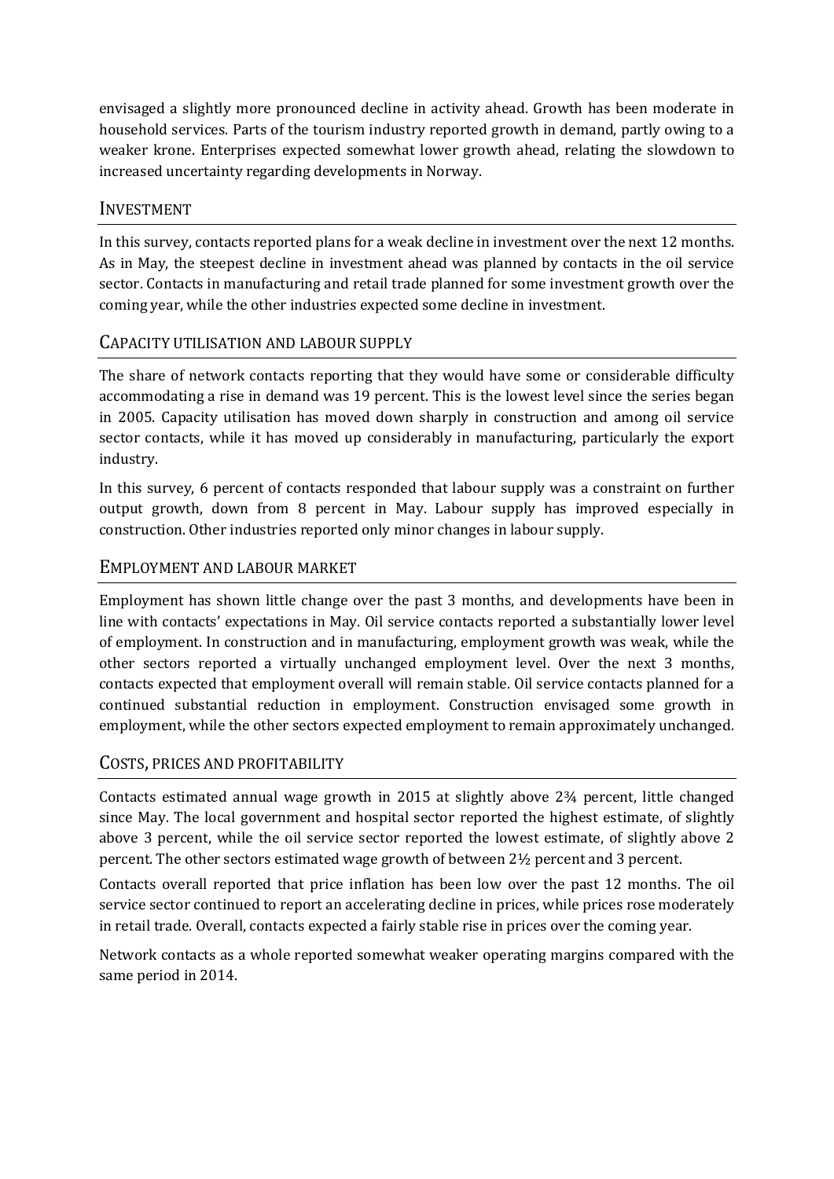envisaged a slightly more pronounced decline in activity ahead. Growth has been moderate in household services. Parts of the tourism industry reported growth in demand, partly owing to a weaker krone. Enterprises expected somewhat lower growth ahead, relating the slowdown to increased uncertainty regarding developments in Norway.

## INVESTMENT

In this survey, contacts reported plans for a weak decline in investment over the next 12 months. As in May, the steepest decline in investment ahead was planned by contacts in the oil service sector. Contacts in manufacturing and retail trade planned for some investment growth over the coming year, while the other industries expected some decline in investment.

## CAPACITY UTILISATION AND LABOUR SUPPLY

The share of network contacts reporting that they would have some or considerable difficulty accommodating a rise in demand was 19 percent. This is the lowest level since the series began in 2005. Capacity utilisation has moved down sharply in construction and among oil service sector contacts, while it has moved up considerably in manufacturing, particularly the export industry.

In this survey, 6 percent of contacts responded that labour supply was a constraint on further output growth, down from 8 percent in May. Labour supply has improved especially in construction. Other industries reported only minor changes in labour supply.

## EMPLOYMENT AND LABOUR MARKET

Employment has shown little change over the past 3 months, and developments have been in line with contacts' expectations in May. Oil service contacts reported a substantially lower level of employment. In construction and in manufacturing, employment growth was weak, while the other sectors reported a virtually unchanged employment level. Over the next 3 months, contacts expected that employment overall will remain stable. Oil service contacts planned for a continued substantial reduction in employment. Construction envisaged some growth in employment, while the other sectors expected employment to remain approximately unchanged.

## COSTS, PRICES AND PROFITABILITY

Contacts estimated annual wage growth in 2015 at slightly above 2¾ percent, little changed since May. The local government and hospital sector reported the highest estimate, of slightly above 3 percent, while the oil service sector reported the lowest estimate, of slightly above 2 percent. The other sectors estimated wage growth of between 2½ percent and 3 percent.

Contacts overall reported that price inflation has been low over the past 12 months. The oil service sector continued to report an accelerating decline in prices, while prices rose moderately in retail trade. Overall, contacts expected a fairly stable rise in prices over the coming year.

Network contacts as a whole reported somewhat weaker operating margins compared with the same period in 2014.